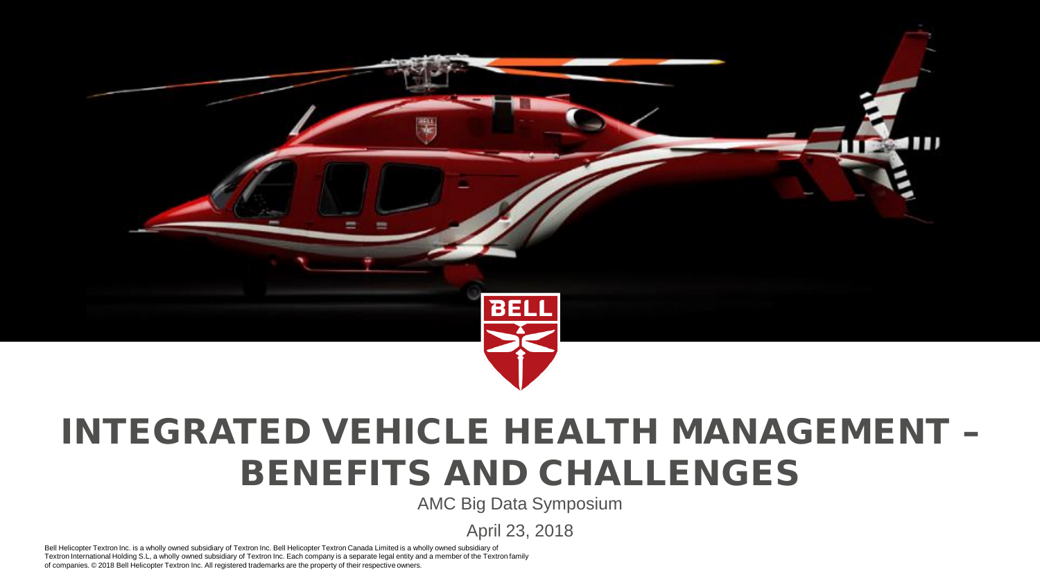# INTEGRATED VEHICLE HEALTH MANAGEMENT – BENEFITS AND CHALLENGES

AMC Big Data Symposium

April 23, 2018

Bell Helicopter Textron Inc. is a wholly owned subsidiary of Textron Inc. Bell Helicopter Textron Canada Limited is a wholly owned subsidiary of Textron International Holding S.L, a wholly owned subsidiary of Textron Inc. Each company is a separate legal entity and a member of the Textron family of companies. © 2018 Bell Helicopter Textron Inc. All registered trademarks are the property of their respective owners.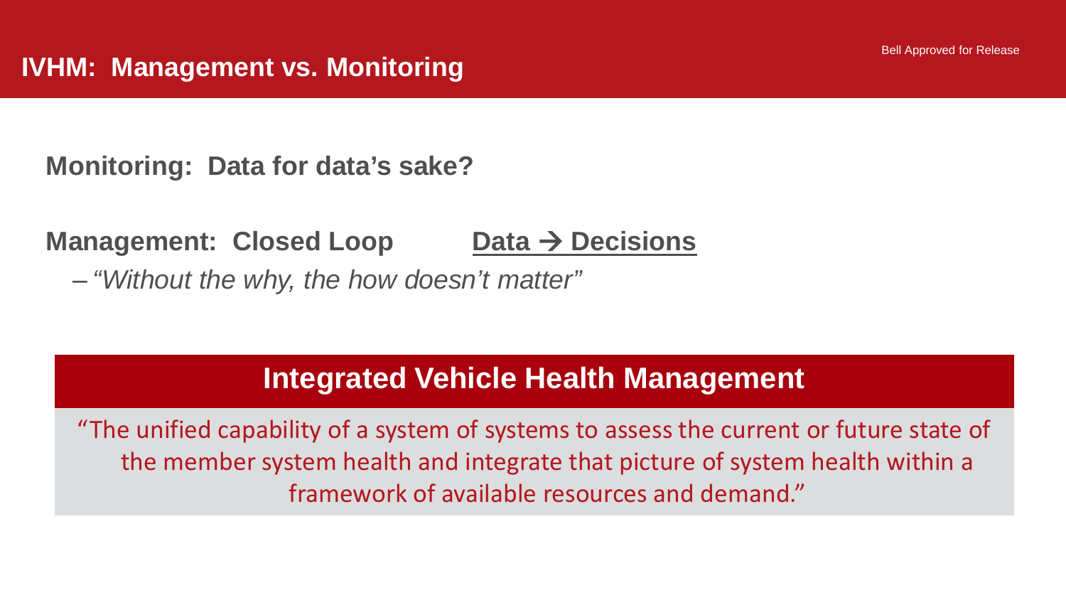# IVHM: Management vs. Monitoring

Bell Approved for Release

**Monitoring: Data for data's sake?**

**Management: Closed Loop** **Data → Decisions**

– *"Without the why, the how doesn't matter"*

## Integrated Vehicle Health Management

"The unified capability of a system of systems to assess the current or future state of the member system health and integrate that picture of system health within a framework of available resources and demand."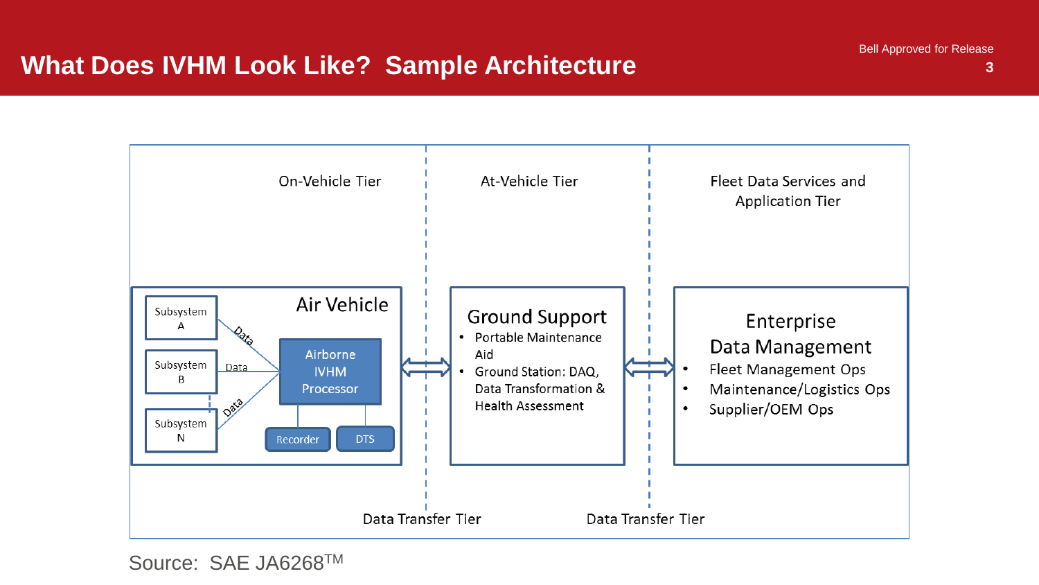# What Does IVHM Look Like? Sample Architecture

Bell Approved for Release

**On-Vehicle Tier**

**Air Vehicle**

- Subsystem A
- Subsystem B
- Subsystem N
- Airborne IVHM Processor
- Recorder
- DTS

**At-Vehicle Tier**

**Ground Support**

- Portable Maintenance Aid
- Ground Station: DAQ, Data Transformation & Health Assessment

**Fleet Data Services and Application Tier**

**Enterprise Data Management**

- Fleet Management Ops
- Maintenance/Logistics Ops
- Supplier/OEM Ops

Data Transfer Tier | Data Transfer Tier

Source: SAE JA6268™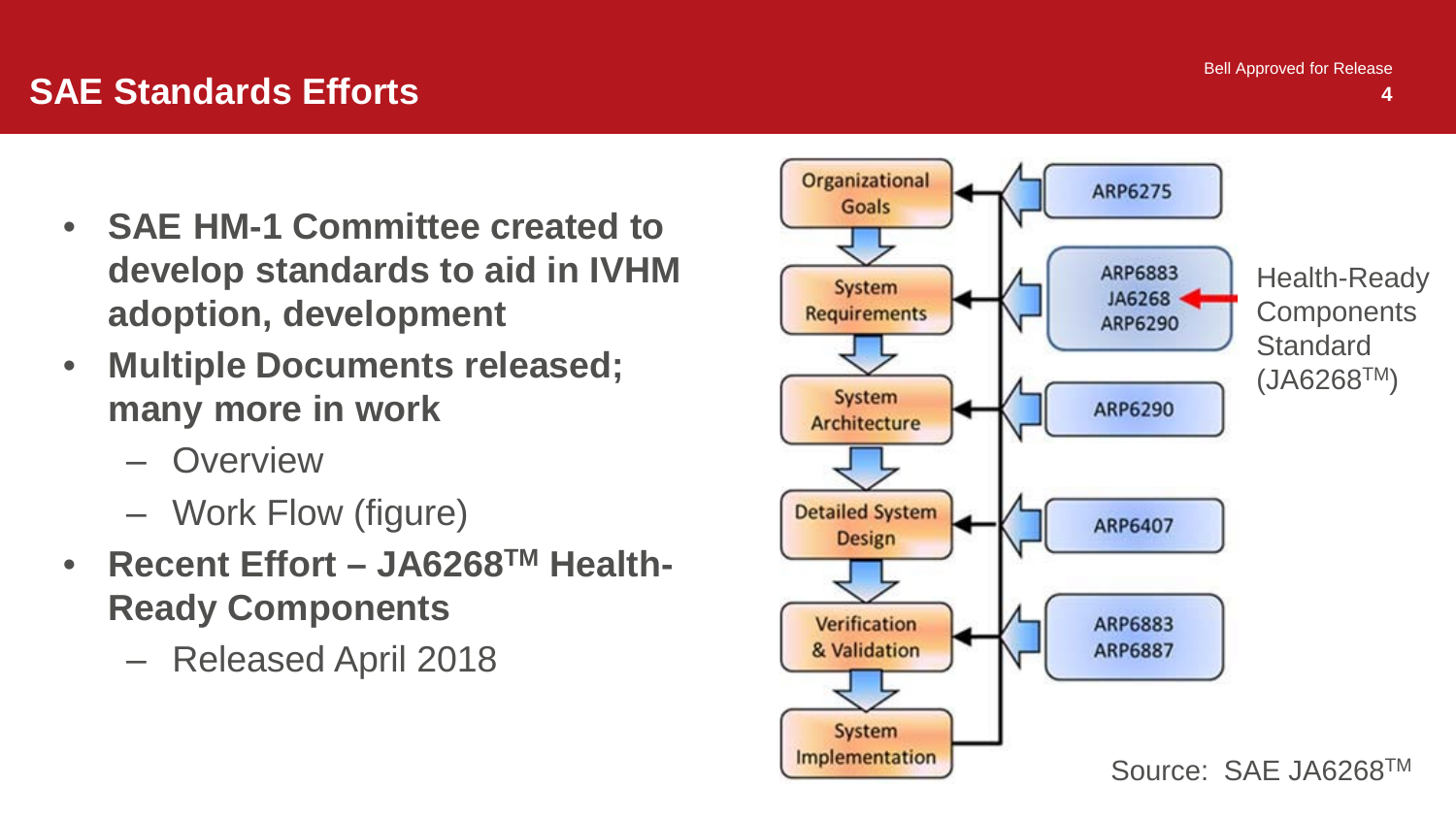## SAE Standards Efforts

- **SAE HM-1 Committee created to develop standards to aid in IVHM adoption, development**
- **Multiple Documents released; many more in work**
  - Overview
  - Work Flow (figure)
- **Recent Effort – JA6268™ Health-Ready Components**
  - Released April 2018

| Work Flow Stage | Standard(s) |
| --- | --- |
| Organizational Goals | ARP6275 |
| System Requirements | ARP6883, JA6268, ARP6290 |
| System Architecture | ARP6290 |
| Detailed System Design | ARP6407 |
| Verification & Validation | ARP6883, ARP6887 |
| System Implementation | |

Health-Ready Components Standard (JA6268™)

Source: SAE JA6268™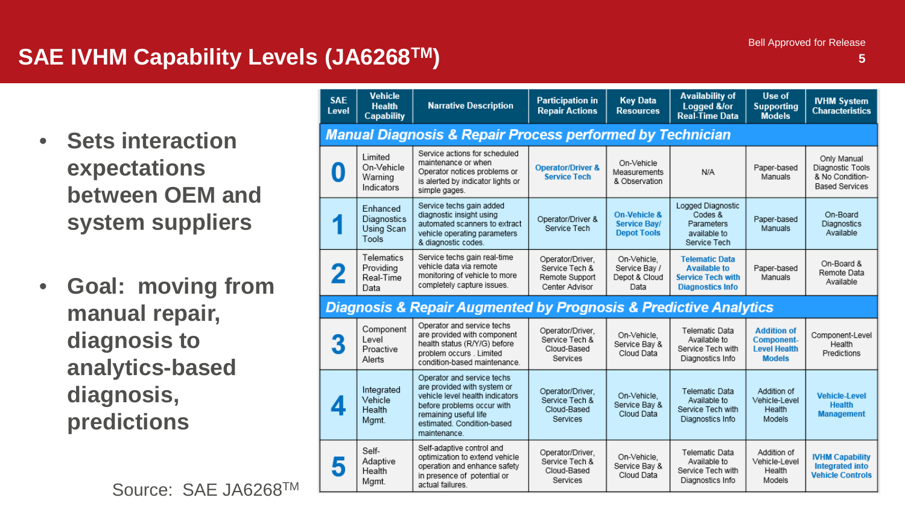# SAE IVHM Capability Levels (JA6268TM)

- **Sets interaction expectations between OEM and system suppliers**
- **Goal: moving from manual repair, diagnosis to analytics-based diagnosis, predictions**

| SAE Level | Vehicle Health Capability | Narrative Description | Participation in Repair Actions | Key Data Resources | Availability of Logged &/or Real-Time Data | Use of Supporting Models | IVHM System Characteristics |
|---|---|---|---|---|---|---|---|
| ***Manual Diagnosis & Repair Process performed by Technician*** | | | | | | | |
| **0** | Limited On-Vehicle Warning Indicators | Service actions for scheduled maintenance or when Operator notices problems or is alerted by indicator lights or simple gages. | **Operator/Driver & Service Tech** | On-Vehicle Measurements & Observation | N/A | Paper-based Manuals | Only Manual Diagnostic Tools & No Condition-Based Services |
| **1** | Enhanced Diagnostics Using Scan Tools | Service techs gain added diagnostic insight using automated scanners to extract vehicle operating parameters & diagnostic codes. | Operator/Driver & Service Tech | **On-Vehicle & Service Bay/ Depot Tools** | Logged Diagnostic Codes & Parameters available to Service Tech | Paper-based Manuals | On-Board Diagnostics Available |
| **2** | Telematics Providing Real-Time Data | Service techs gain real-time vehicle data via remote monitoring of vehicle to more completely capture issues. | Operator/Driver, Service Tech & Remote Support Center Advisor | On-Vehicle, Service Bay / Depot & Cloud Data | **Telematic Data Available to Service Tech with Diagnostics Info** | Paper-based Manuals | On-Board & Remote Data Available |
| ***Diagnosis & Repair Augmented by Prognosis & Predictive Analytics*** | | | | | | | |
| **3** | Component Level Proactive Alerts | Operator and service techs are provided with component health status (R/Y/G) before problem occurs . Limited condition-based maintenance. | Operator/Driver, Service Tech & Cloud-Based Services | On-Vehicle, Service Bay & Cloud Data | Telematic Data Available to Service Tech with Diagnostics Info | **Addition of Component-Level Health Models** | Component-Level Health Predictions |
| **4** | Integrated Vehicle Health Mgmt. | Operator and service techs are provided with system or vehicle level health indicators before problems occur with remaining useful life estimated. Condition-based maintenance. | Operator/Driver, Service Tech & Cloud-Based Services | On-Vehicle, Service Bay & Cloud Data | Telematic Data Available to Service Tech with Diagnostics Info | Addition of Vehicle-Level Health Models | **Vehicle-Level Health Management** |
| **5** | Self-Adaptive Health Mgmt. | Self-adaptive control and optimization to extend vehicle operation and enhance safety in presence of potential or actual failures. | Operator/Driver, Service Tech & Cloud-Based Services | On-Vehicle, Service Bay & Cloud Data | Telematic Data Available to Service Tech with Diagnostics Info | Addition of Vehicle-Level Health Models | **IVHM Capability Integrated into Vehicle Controls** |

Source: SAE JA6268TM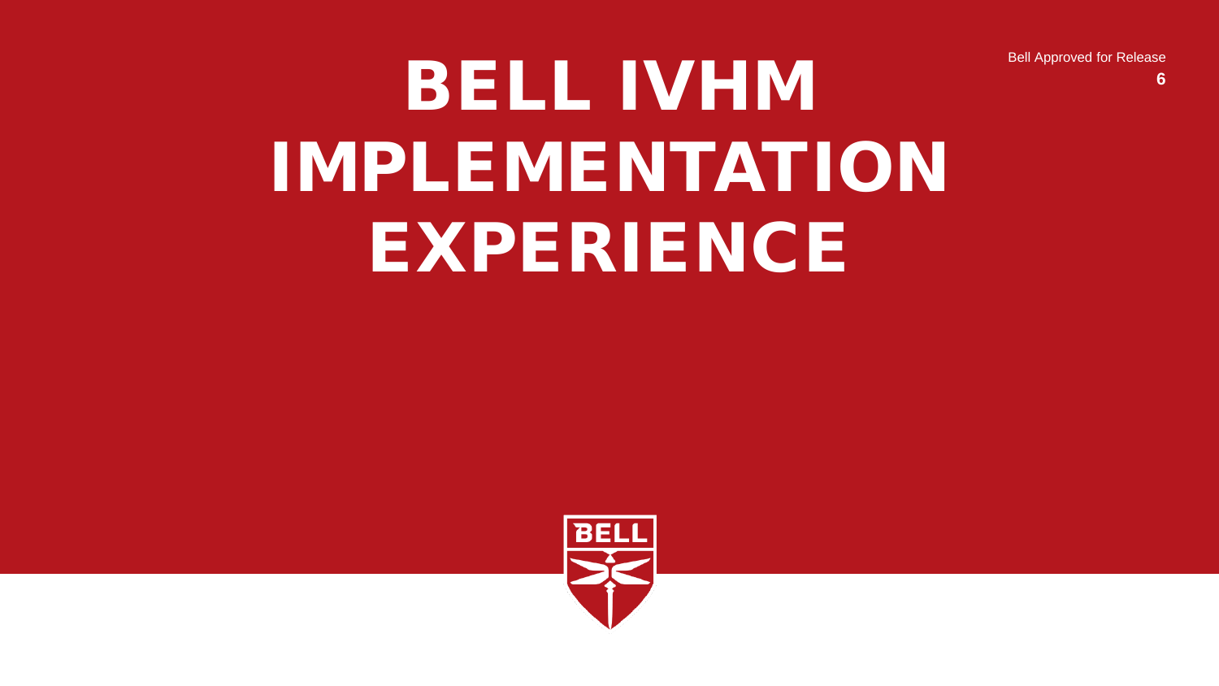Bell Approved for Release

# BELL IVHM IMPLEMENTATION EXPERIENCE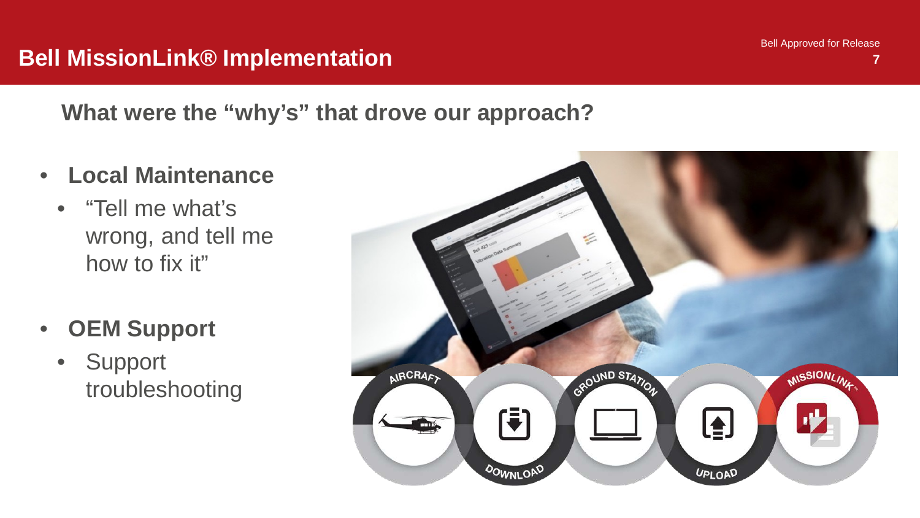# Bell MissionLink® Implementation

## What were the "why's" that drove our approach?

- **Local Maintenance**
  - "Tell me what's wrong, and tell me how to fix it"
- **OEM Support**
  - Support troubleshooting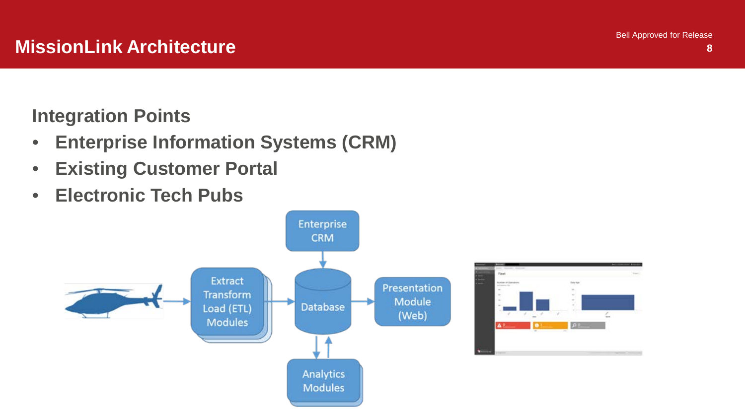# MissionLink Architecture

## Integration Points

- **Enterprise Information Systems (CRM)**
- **Existing Customer Portal**
- **Electronic Tech Pubs**

Enterprise CRM

Extract Transform Load (ETL) Modules

Database

Presentation Module (Web)

Analytics Modules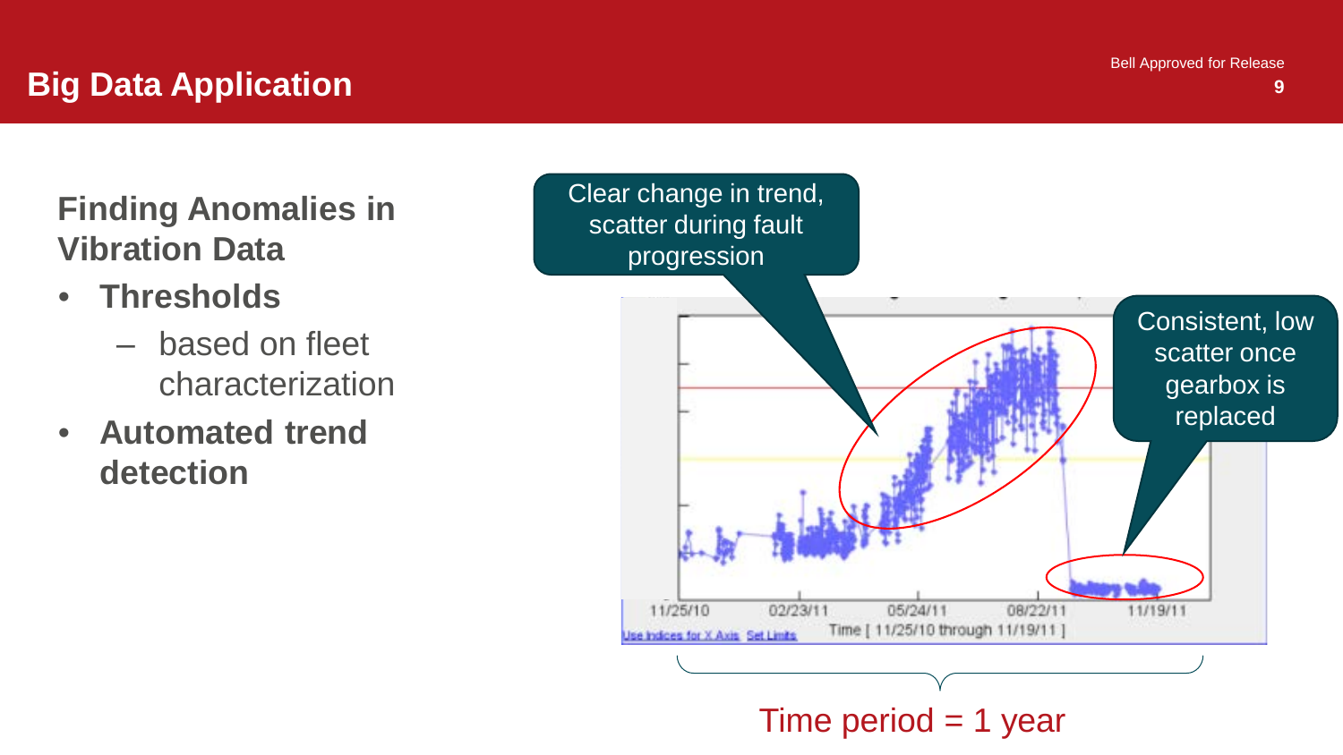# Big Data Application

## Finding Anomalies in Vibration Data

- **Thresholds**
  - based on fleet characterization
- **Automated trend detection**

Clear change in trend, scatter during fault progression

Consistent, low scatter once gearbox is replaced

11/25/10 02/23/11 05/24/11 08/22/11 11/19/11

Time [ 11/25/10 through 11/19/11 ]

Use Indices for X Axis Set Limits

Time period = 1 year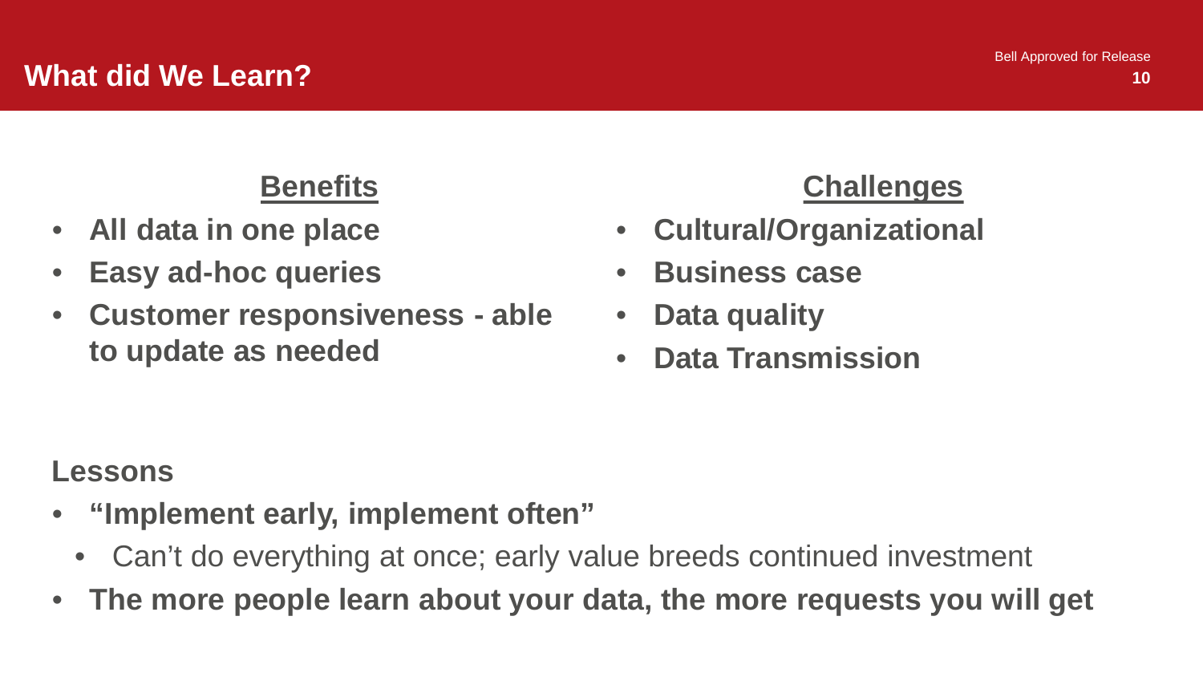# What did We Learn?

Bell Approved for Release

## Benefits

- **All data in one place**
- **Easy ad-hoc queries**
- **Customer responsiveness - able to update as needed**

## Challenges

- **Cultural/Organizational**
- **Business case**
- **Data quality**
- **Data Transmission**

## Lessons

- **"Implement early, implement often"**
  - Can't do everything at once; early value breeds continued investment
- **The more people learn about your data, the more requests you will get**